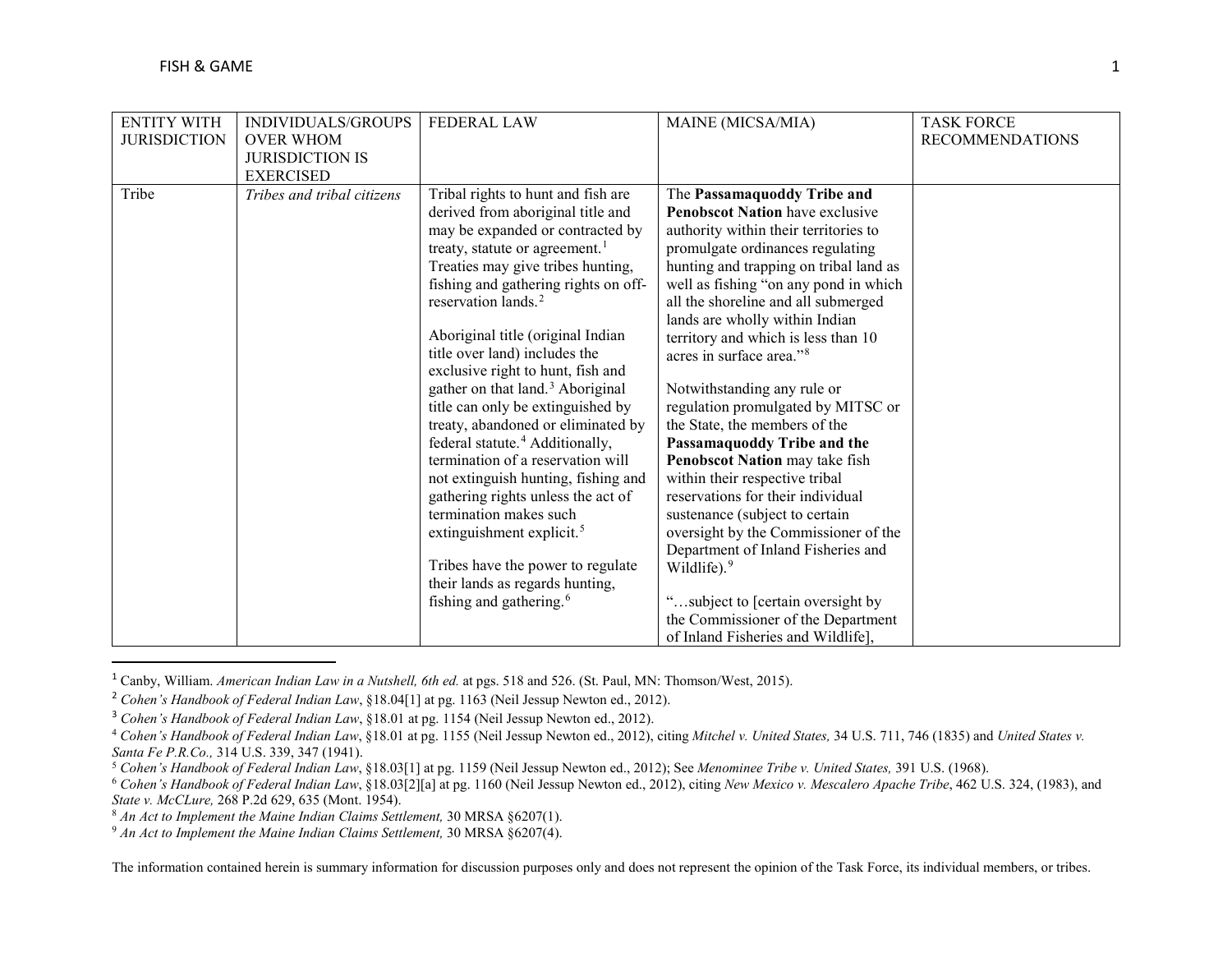| ENTITY WITH JURISDICTION | INDIVIDUALS/GROUPS OVER WHOM JURISDICTION IS EXERCISED | FEDERAL LAW | MAINE (MICSA/MIA) | TASK FORCE RECOMMENDATIONS |
|---|---|---|---|---|
| Tribe | *Tribes and tribal citizens* | Tribal rights to hunt and fish are derived from aboriginal title and may be expanded or contracted by treaty, statute or agreement.[1] Treaties may give tribes hunting, fishing and gathering rights on off-reservation lands.[2]<br><br>Aboriginal title (original Indian title over land) includes the exclusive right to hunt, fish and gather on that land.[3] Aboriginal title can only be extinguished by treaty, abandoned or eliminated by federal statute.[4] Additionally, termination of a reservation will not extinguish hunting, fishing and gathering rights unless the act of termination makes such extinguishment explicit.[5]<br><br>Tribes have the power to regulate their lands as regards hunting, fishing and gathering.[6] | The **Passamaquoddy Tribe and Penobscot Nation** have exclusive authority within their territories to promulgate ordinances regulating hunting and trapping on tribal land as well as fishing "on any pond in which all the shoreline and all submerged lands are wholly within Indian territory and which is less than 10 acres in surface area."[8]<br><br>Notwithstanding any rule or regulation promulgated by MITSC or the State, the members of the **Passamaquoddy Tribe and the Penobscot Nation** may take fish within their respective tribal reservations for their individual sustenance (subject to certain oversight by the Commissioner of the Department of Inland Fisheries and Wildlife).[9]<br><br>"…subject to [certain oversight by the Commissioner of the Department of Inland Fisheries and Wildlife], | |

[1] Canby, William. *American Indian Law in a Nutshell, 6th ed.* at pgs. 518 and 526. (St. Paul, MN: Thomson/West, 2015).

[2] *Cohen's Handbook of Federal Indian Law*, §18.04[1] at pg. 1163 (Neil Jessup Newton ed., 2012).

[3] *Cohen's Handbook of Federal Indian Law*, §18.01 at pg. 1154 (Neil Jessup Newton ed., 2012).

[4] *Cohen's Handbook of Federal Indian Law*, §18.01 at pg. 1155 (Neil Jessup Newton ed., 2012), citing *Mitchel v. United States,* 34 U.S. 711, 746 (1835) and *United States v. Santa Fe P.R.Co.,* 314 U.S. 339, 347 (1941).

[5] *Cohen's Handbook of Federal Indian Law*, §18.03[1] at pg. 1159 (Neil Jessup Newton ed., 2012); See *Menominee Tribe v. United States,* 391 U.S. (1968).

[6] *Cohen's Handbook of Federal Indian Law*, §18.03[2][a] at pg. 1160 (Neil Jessup Newton ed., 2012), citing *New Mexico v. Mescalero Apache Tribe*, 462 U.S. 324, (1983), and *State v. McClure,* 268 P.2d 629, 635 (Mont. 1954).

[8] *An Act to Implement the Maine Indian Claims Settlement,* 30 MRSA §6207(1).

[9] *An Act to Implement the Maine Indian Claims Settlement,* 30 MRSA §6207(4).

The information contained herein is summary information for discussion purposes only and does not represent the opinion of the Task Force, its individual members, or tribes.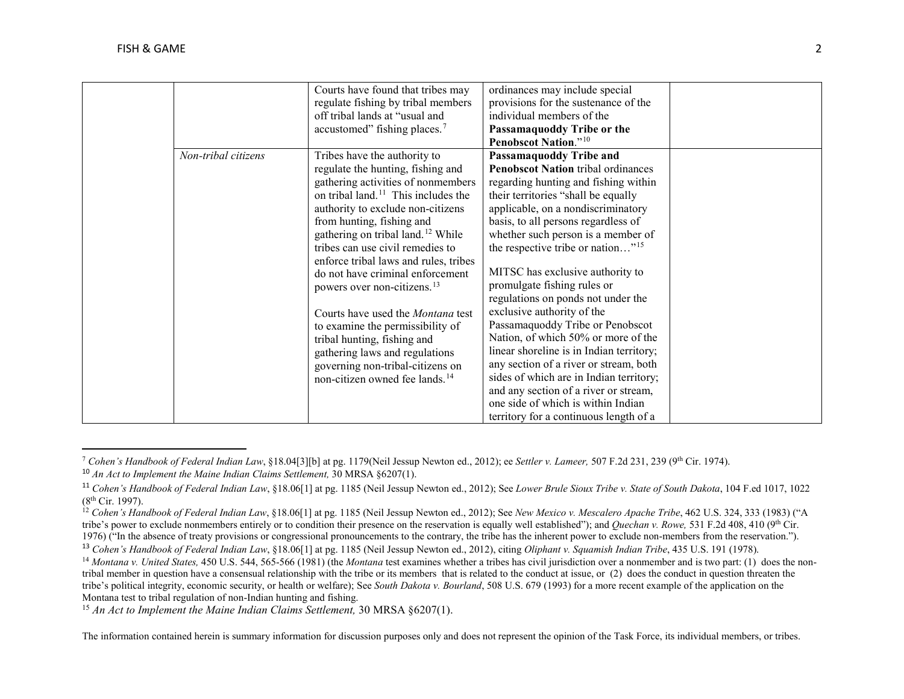| | | | | |
|---|---|---|---|---|
| | | Courts have found that tribes may regulate fishing by tribal members off tribal lands at "usual and accustomed" fishing places.[7] | ordinances may include special provisions for the sustenance of the individual members of the **Passamaquoddy Tribe or the Penobscot Nation**."[10] | |
| | *Non-tribal citizens* | Tribes have the authority to regulate the hunting, fishing and gathering activities of nonmembers on tribal land.[11] This includes the authority to exclude non-citizens from hunting, fishing and gathering on tribal land.[12] While tribes can use civil remedies to enforce tribal laws and rules, tribes do not have criminal enforcement powers over non-citizens.[13]<br><br>Courts have used the *Montana* test to examine the permissibility of tribal hunting, fishing and gathering laws and regulations governing non-tribal-citizens on non-citizen owned fee lands.[14] | **Passamaquoddy Tribe and Penobscot Nation** tribal ordinances regarding hunting and fishing within their territories "shall be equally applicable, on a nondiscriminatory basis, to all persons regardless of whether such person is a member of the respective tribe or nation…"[15]<br><br>MITSC has exclusive authority to promulgate fishing rules or regulations on ponds not under the exclusive authority of the Passamaquoddy Tribe or Penobscot Nation, of which 50% or more of the linear shoreline is in Indian territory; any section of a river or stream, both sides of which are in Indian territory; and any section of a river or stream, one side of which is within Indian territory for a continuous length of a | |

[7] *Cohen's Handbook of Federal Indian Law*, §18.04[3][b] at pg. 1179(Neil Jessup Newton ed., 2012); ee *Settler v. Lameer,* 507 F.2d 231, 239 (9th Cir. 1974).

[10] *An Act to Implement the Maine Indian Claims Settlement,* 30 MRSA §6207(1).

[11] *Cohen's Handbook of Federal Indian Law*, §18.06[1] at pg. 1185 (Neil Jessup Newton ed., 2012); See *Lower Brule Sioux Tribe v. State of South Dakota*, 104 F.ed 1017, 1022 (8th Cir. 1997).

[12] *Cohen's Handbook of Federal Indian Law*, §18.06[1] at pg. 1185 (Neil Jessup Newton ed., 2012); See *New Mexico v. Mescalero Apache Tribe*, 462 U.S. 324, 333 (1983) ("A tribe's power to exclude nonmembers entirely or to condition their presence on the reservation is equally well established"); and *Quechan v. Rowe,* 531 F.2d 408, 410 (9th Cir. 1976) ("In the absence of treaty provisions or congressional pronouncements to the contrary, the tribe has the inherent power to exclude non-members from the reservation.").

[13] *Cohen's Handbook of Federal Indian Law*, §18.06[1] at pg. 1185 (Neil Jessup Newton ed., 2012), citing *Oliphant v. Squamish Indian Tribe*, 435 U.S. 191 (1978).

[14] *Montana v. United States,* 450 U.S. 544, 565-566 (1981) (the *Montana* test examines whether a tribes has civil jurisdiction over a nonmember and is two part: (1) does the non-tribal member in question have a consensual relationship with the tribe or its members that is related to the conduct at issue, or (2) does the conduct in question threaten the tribe's political integrity, economic security, or health or welfare); See *South Dakota v. Bourland*, 508 U.S. 679 (1993) for a more recent example of the application on the Montana test to tribal regulation of non-Indian hunting and fishing.

[15] *An Act to Implement the Maine Indian Claims Settlement,* 30 MRSA §6207(1).

The information contained herein is summary information for discussion purposes only and does not represent the opinion of the Task Force, its individual members, or tribes.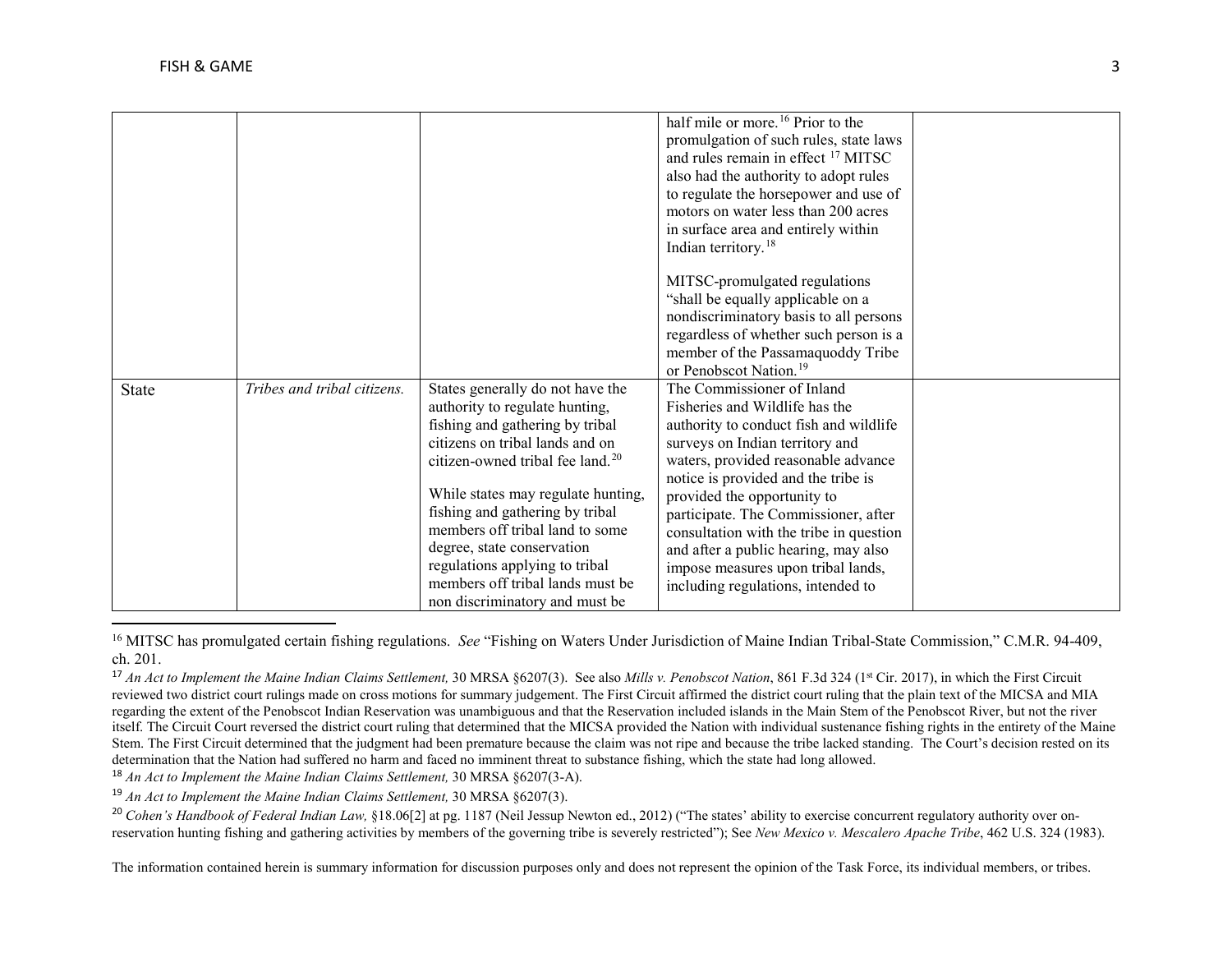| | | | | |
|---|---|---|---|---|
| | | | half mile or more.[16] Prior to the promulgation of such rules, state laws and rules remain in effect [17] MITSC also had the authority to adopt rules to regulate the horsepower and use of motors on water less than 200 acres in surface area and entirely within Indian territory.[18]<br><br>MITSC-promulgated regulations "shall be equally applicable on a nondiscriminatory basis to all persons regardless of whether such person is a member of the Passamaquoddy Tribe or Penobscot Nation.[19] | |
| State | *Tribes and tribal citizens.* | States generally do not have the authority to regulate hunting, fishing and gathering by tribal citizens on tribal lands and on citizen-owned tribal fee land.[20]<br><br>While states may regulate hunting, fishing and gathering by tribal members off tribal land to some degree, state conservation regulations applying to tribal members off tribal lands must be non discriminatory and must be | The Commissioner of Inland Fisheries and Wildlife has the authority to conduct fish and wildlife surveys on Indian territory and waters, provided reasonable advance notice is provided and the tribe is provided the opportunity to participate. The Commissioner, after consultation with the tribe in question and after a public hearing, may also impose measures upon tribal lands, including regulations, intended to | |

[16] MITSC has promulgated certain fishing regulations. *See* "Fishing on Waters Under Jurisdiction of Maine Indian Tribal-State Commission," C.M.R. 94-409, ch. 201.

[17] *An Act to Implement the Maine Indian Claims Settlement,* 30 MRSA §6207(3). See also *Mills v. Penobscot Nation*, 861 F.3d 324 (1st Cir. 2017), in which the First Circuit reviewed two district court rulings made on cross motions for summary judgement. The First Circuit affirmed the district court ruling that the plain text of the MICSA and MIA regarding the extent of the Penobscot Indian Reservation was unambiguous and that the Reservation included islands in the Main Stem of the Penobscot River, but not the river itself. The Circuit Court reversed the district court ruling that determined that the MICSA provided the Nation with individual sustenance fishing rights in the entirety of the Maine Stem. The First Circuit determined that the judgment had been premature because the claim was not ripe and because the tribe lacked standing. The Court's decision rested on its determination that the Nation had suffered no harm and faced no imminent threat to substance fishing, which the state had long allowed.

[18] *An Act to Implement the Maine Indian Claims Settlement,* 30 MRSA §6207(3-A).

[19] *An Act to Implement the Maine Indian Claims Settlement,* 30 MRSA §6207(3).

[20] *Cohen's Handbook of Federal Indian Law,* §18.06[2] at pg. 1187 (Neil Jessup Newton ed., 2012) ("The states' ability to exercise concurrent regulatory authority over on-reservation hunting fishing and gathering activities by members of the governing tribe is severely restricted"); See *New Mexico v. Mescalero Apache Tribe*, 462 U.S. 324 (1983).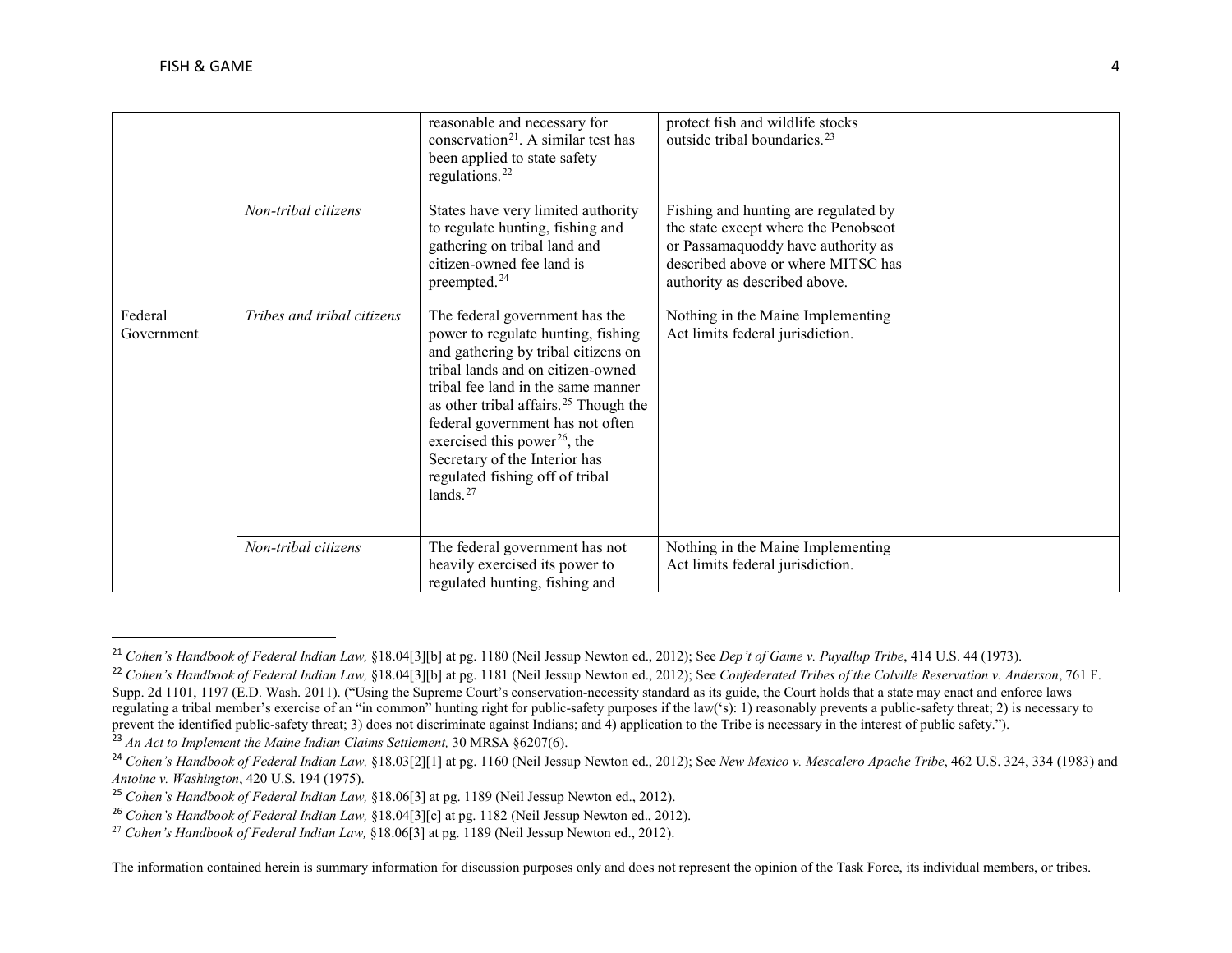| | | | | |
|---|---|---|---|---|
| | | reasonable and necessary for conservation[21]. A similar test has been applied to state safety regulations.[22] | protect fish and wildlife stocks outside tribal boundaries.[23] | |
| | *Non-tribal citizens* | States have very limited authority to regulate hunting, fishing and gathering on tribal land and citizen-owned fee land is preempted.[24] | Fishing and hunting are regulated by the state except where the Penobscot or Passamaquoddy have authority as described above or where MITSC has authority as described above. | |
| Federal Government | *Tribes and tribal citizens* | The federal government has the power to regulate hunting, fishing and gathering by tribal citizens on tribal lands and on citizen-owned tribal fee land in the same manner as other tribal affairs.[25] Though the federal government has not often exercised this power[26], the Secretary of the Interior has regulated fishing off of tribal lands.[27] | Nothing in the Maine Implementing Act limits federal jurisdiction. | |
| | *Non-tribal citizens* | The federal government has not heavily exercised its power to regulated hunting, fishing and | Nothing in the Maine Implementing Act limits federal jurisdiction. | |

[21] *Cohen's Handbook of Federal Indian Law,* §18.04[3][b] at pg. 1180 (Neil Jessup Newton ed., 2012); See *Dep't of Game v. Puyallup Tribe*, 414 U.S. 44 (1973).

[22] *Cohen's Handbook of Federal Indian Law,* §18.04[3][b] at pg. 1181 (Neil Jessup Newton ed., 2012); See *Confederated Tribes of the Colville Reservation v. Anderson*, 761 F. Supp. 2d 1101, 1197 (E.D. Wash. 2011). ("Using the Supreme Court's conservation-necessity standard as its guide, the Court holds that a state may enact and enforce laws regulating a tribal member's exercise of an "in common" hunting right for public-safety purposes if the law('s): 1) reasonably prevents a public-safety threat; 2) is necessary to prevent the identified public-safety threat; 3) does not discriminate against Indians; and 4) application to the Tribe is necessary in the interest of public safety.").

[23] *An Act to Implement the Maine Indian Claims Settlement,* 30 MRSA §6207(6).

[24] *Cohen's Handbook of Federal Indian Law,* §18.03[2][1] at pg. 1160 (Neil Jessup Newton ed., 2012); See *New Mexico v. Mescalero Apache Tribe*, 462 U.S. 324, 334 (1983) and *Antoine v. Washington*, 420 U.S. 194 (1975).

[25] *Cohen's Handbook of Federal Indian Law,* §18.06[3] at pg. 1189 (Neil Jessup Newton ed., 2012).

[26] *Cohen's Handbook of Federal Indian Law,* §18.04[3][c] at pg. 1182 (Neil Jessup Newton ed., 2012).

[27] *Cohen's Handbook of Federal Indian Law,* §18.06[3] at pg. 1189 (Neil Jessup Newton ed., 2012).

The information contained herein is summary information for discussion purposes only and does not represent the opinion of the Task Force, its individual members, or tribes.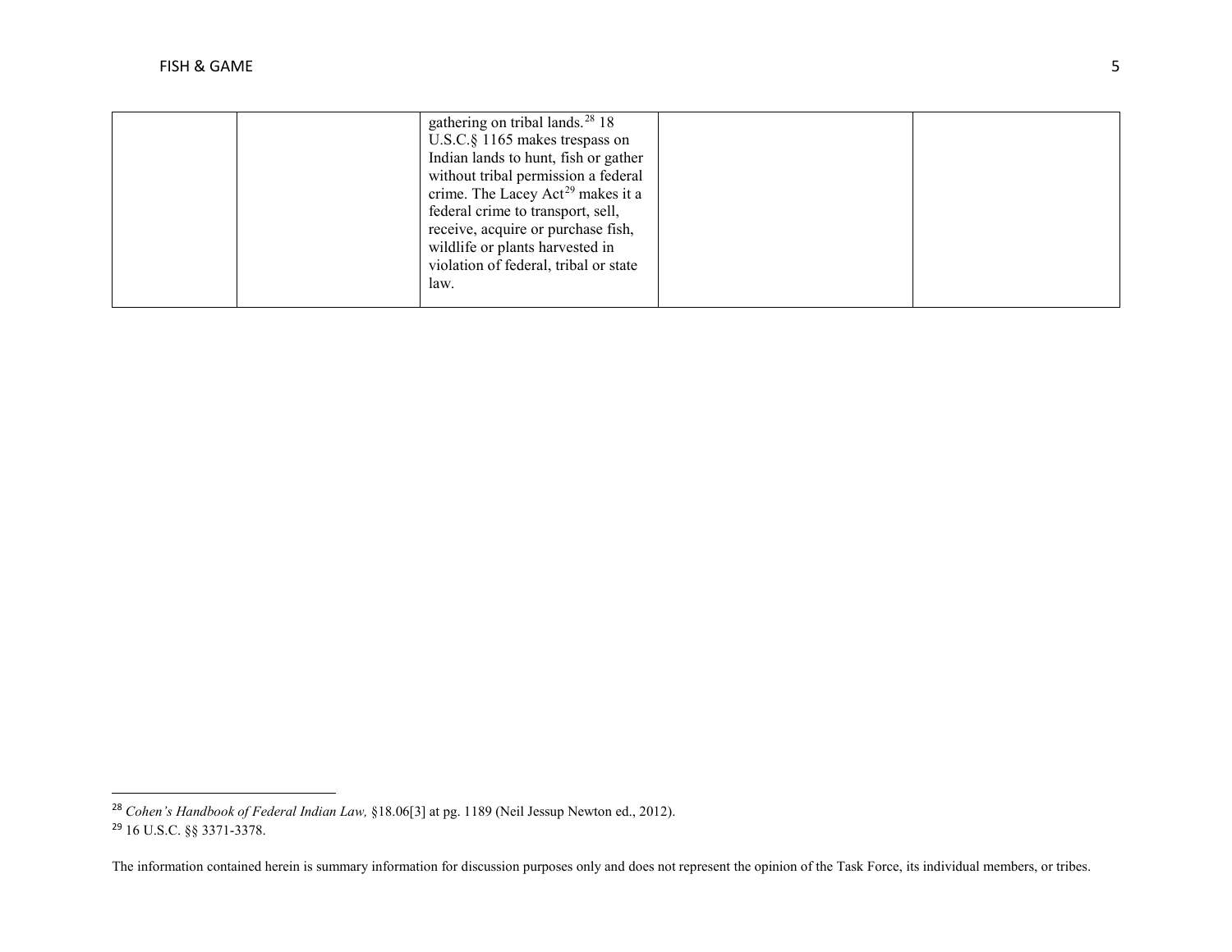| | | | | |
|---|---|---|---|---|
| | | gathering on tribal lands.[28] 18 U.S.C.§ 1165 makes trespass on Indian lands to hunt, fish or gather without tribal permission a federal crime. The Lacey Act[29] makes it a federal crime to transport, sell, receive, acquire or purchase fish, wildlife or plants harvested in violation of federal, tribal or state law. | | |

[28] *Cohen's Handbook of Federal Indian Law,* §18.06[3] at pg. 1189 (Neil Jessup Newton ed., 2012).

[29] 16 U.S.C. §§ 3371-3378.

The information contained herein is summary information for discussion purposes only and does not represent the opinion of the Task Force, its individual members, or tribes.